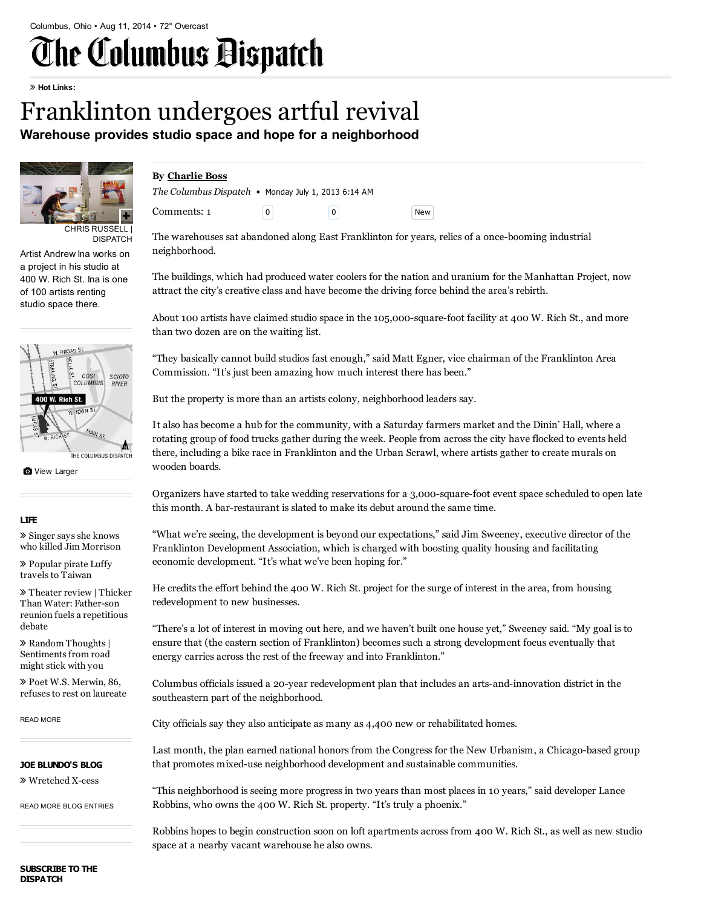Columbus, Ohio • Aug 11, 2014 • 72° Overcast

# The Columbus Dispatch

» Hot Links:

# Franklinton undergoes artful revival

## Warehouse provides studio space and hope for a neighborhood

CHRIS RUSSELL | DISPATCH

Artist Andrew Ina works on a project in his studio at 400 W. Rich St. Ina is one of 100 artists renting studio space there.

View Larger

**By Charlie Boss**

*The Columbus Dispatch* • Monday July 1, 2013 6:14 AM

Comments: 1

The warehouses sat abandoned along East Franklinton for years, relics of a once-booming industrial neighborhood.

The buildings, which had produced water coolers for the nation and uranium for the Manhattan Project, now attract the city's creative class and have become the driving force behind the area's rebirth.

About 100 artists have claimed studio space in the 105,000-square-foot facility at 400 W. Rich St., and more than two dozen are on the waiting list.

"They basically cannot build studios fast enough," said Matt Egner, vice chairman of the Franklinton Area Commission. "It's just been amazing how much interest there has been."

But the property is more than an artists colony, neighborhood leaders say.

It also has become a hub for the community, with a Saturday farmers market and the Dinin' Hall, where a rotating group of food trucks gather during the week. People from across the city have flocked to events held there, including a bike race in Franklinton and the Urban Scrawl, where artists gather to create murals on wooden boards.

Organizers have started to take wedding reservations for a 3,000-square-foot event space scheduled to open late this month. A bar-restaurant is slated to make its debut around the same time.

"What we're seeing, the development is beyond our expectations," said Jim Sweeney, executive director of the Franklinton Development Association, which is charged with boosting quality housing and facilitating economic development. "It's what we've been hoping for."

He credits the effort behind the 400 W. Rich St. project for the surge of interest in the area, from housing redevelopment to new businesses.

"There's a lot of interest in moving out here, and we haven't built one house yet," Sweeney said. "My goal is to ensure that (the eastern section of Franklinton) becomes such a strong development focus eventually that energy carries across the rest of the freeway and into Franklinton."

Columbus officials issued a 20-year redevelopment plan that includes an arts-and-innovation district in the southeastern part of the neighborhood.

City officials say they also anticipate as many as 4,400 new or rehabilitated homes.

Last month, the plan earned national honors from the Congress for the New Urbanism, a Chicago-based group that promotes mixed-use neighborhood development and sustainable communities.

"This neighborhood is seeing more progress in two years than most places in 10 years," said developer Lance Robbins, who owns the 400 W. Rich St. property. "It's truly a phoenix."

Robbins hopes to begin construction soon on loft apartments across from 400 W. Rich St., as well as new studio space at a nearby vacant warehouse he also owns.

**LIFE**

- Singer says she knows who killed Jim Morrison
- Popular pirate Luffy travels to Taiwan
- Theater review | Thicker Than Water: Father-son reunion fuels a repetitious debate
- Random Thoughts | Sentiments from road might stick with you
- Poet W.S. Merwin, 86, refuses to rest on laureate

READ MORE

**JOE BLUNDO'S BLOG**

- Wretched X-cess

READ MORE BLOG ENTRIES

**SUBSCRIBE TO THE DISPATCH**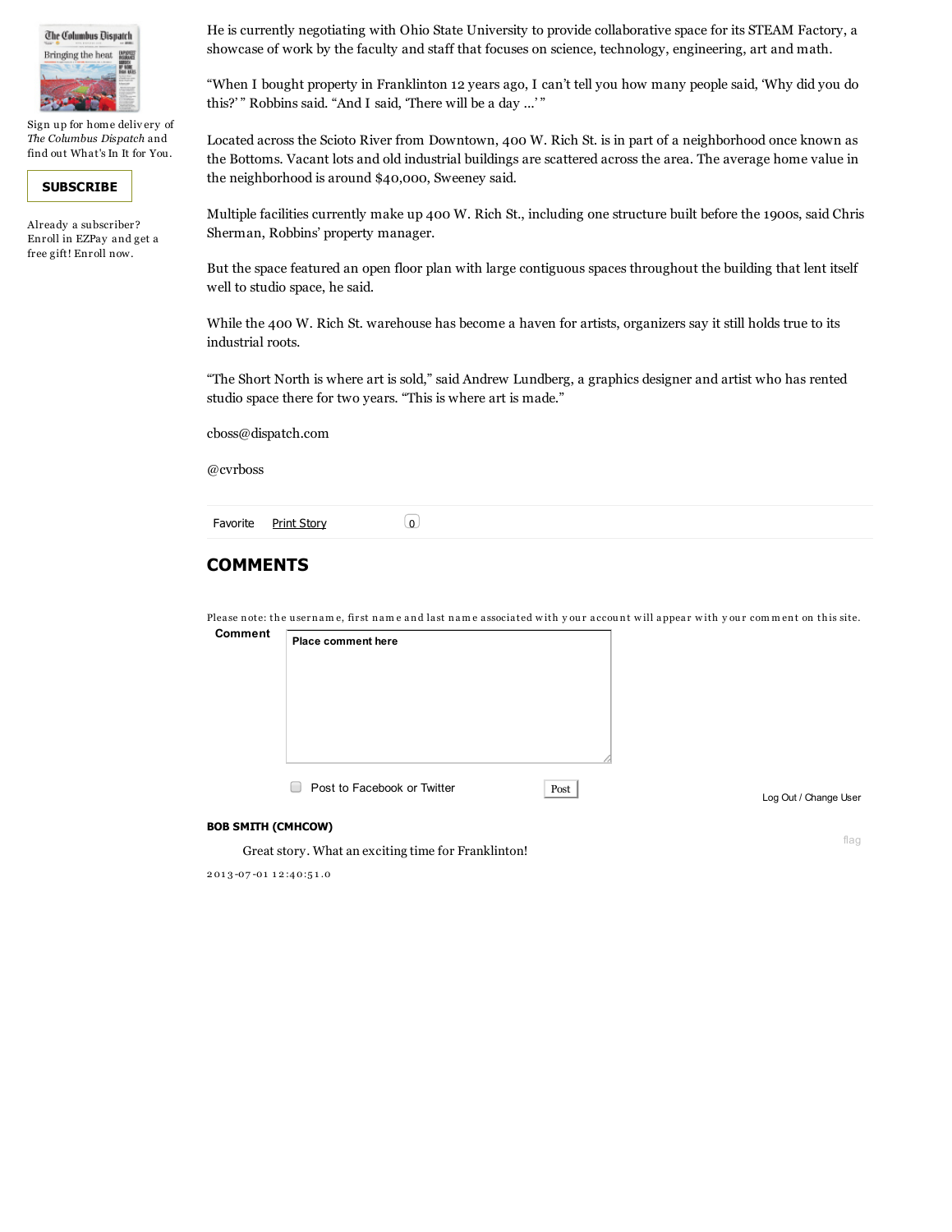He is currently negotiating with Ohio State University to provide collaborative space for its STEAM Factory, a showcase of work by the faculty and staff that focuses on science, technology, engineering, art and math.

"When I bought property in Franklinton 12 years ago, I can't tell you how many people said, 'Why did you do this?' " Robbins said. "And I said, 'There will be a day ...' "

Located across the Scioto River from Downtown, 400 W. Rich St. is in part of a neighborhood once known as the Bottoms. Vacant lots and old industrial buildings are scattered across the area. The average home value in the neighborhood is around $40,000, Sweeney said.

Multiple facilities currently make up 400 W. Rich St., including one structure built before the 1900s, said Chris Sherman, Robbins' property manager.

But the space featured an open floor plan with large contiguous spaces throughout the building that lent itself well to studio space, he said.

While the 400 W. Rich St. warehouse has become a haven for artists, organizers say it still holds true to its industrial roots.

"The Short North is where art is sold," said Andrew Lundberg, a graphics designer and artist who has rented studio space there for two years. "This is where art is made."

cboss@dispatch.com

@cvrboss

Sign up for home delivery of *The Columbus Dispatch* and find out What's In It for You.

**SUBSCRIBE**

Already a subscriber? Enroll in EZPay and get a free gift! Enroll now.

Favorite Print Story 0

## COMMENTS

Please note: the username, first name and last name associated with your account will appear with your comment on this site.

**Comment**

Place comment here

Post to Facebook or Twitter Post

Log Out / Change User

**BOB SMITH (CMHCOW)**

Great story. What an exciting time for Franklinton!

2013-07-01 12:40:51.0

flag